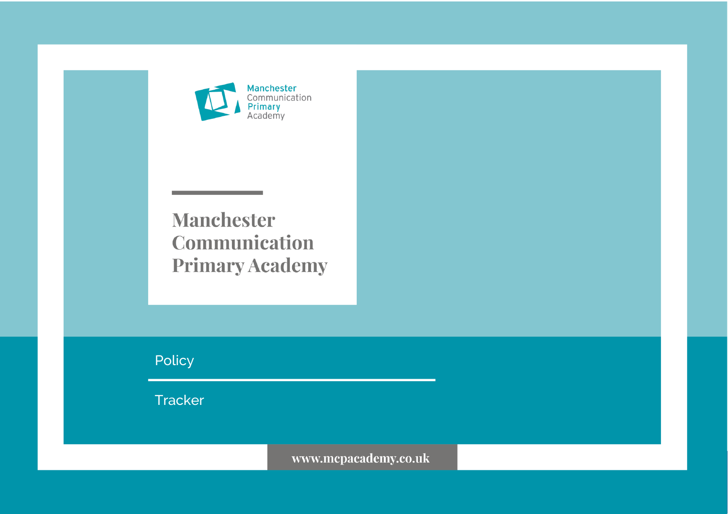Manchester Communication Primary Academy

# Manchester Communication Primary Academy

Policy

Tracker

www.mcpacademy.co.uk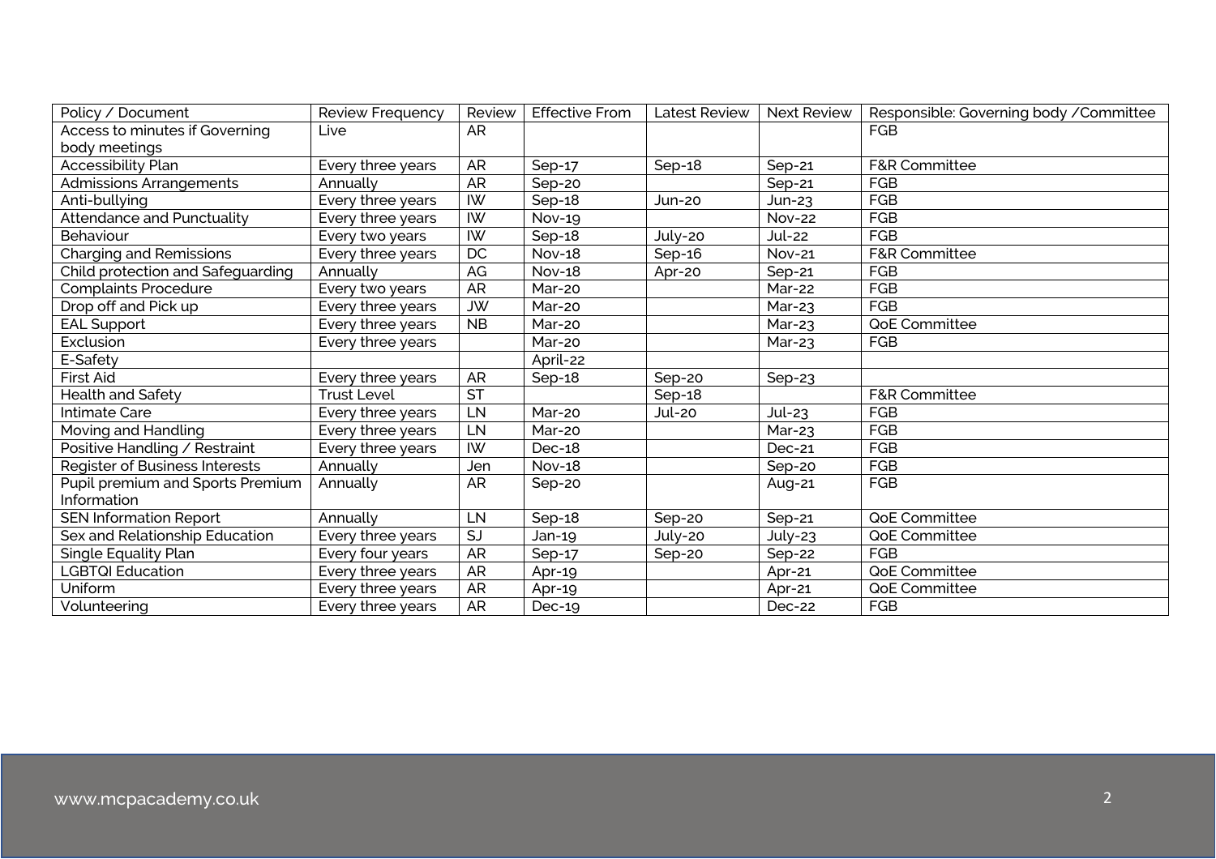| Policy / Document | Review Frequency | Review | Effective From | Latest Review | Next Review | Responsible: Governing body /Committee |
|---|---|---|---|---|---|---|
| Access to minutes if Governing body meetings | Live | AR | | | | FGB |
| Accessibility Plan | Every three years | AR | Sep-17 | Sep-18 | Sep-21 | F&R Committee |
| Admissions Arrangements | Annually | AR | Sep-20 | | Sep-21 | FGB |
| Anti-bullying | Every three years | IW | Sep-18 | Jun-20 | Jun-23 | FGB |
| Attendance and Punctuality | Every three years | IW | Nov-19 | | Nov-22 | FGB |
| Behaviour | Every two years | IW | Sep-18 | July-20 | Jul-22 | FGB |
| Charging and Remissions | Every three years | DC | Nov-18 | Sep-16 | Nov-21 | F&R Committee |
| Child protection and Safeguarding | Annually | AG | Nov-18 | Apr-20 | Sep-21 | FGB |
| Complaints Procedure | Every two years | AR | Mar-20 | | Mar-22 | FGB |
| Drop off and Pick up | Every three years | JW | Mar-20 | | Mar-23 | FGB |
| EAL Support | Every three years | NB | Mar-20 | | Mar-23 | QoE Committee |
| Exclusion | Every three years | | Mar-20 | | Mar-23 | FGB |
| E-Safety | | | April-22 | | | |
| First Aid | Every three years | AR | Sep-18 | Sep-20 | Sep-23 | |
| Health and Safety | Trust Level | ST | | Sep-18 | | F&R Committee |
| Intimate Care | Every three years | LN | Mar-20 | Jul-20 | Jul-23 | FGB |
| Moving and Handling | Every three years | LN | Mar-20 | | Mar-23 | FGB |
| Positive Handling / Restraint | Every three years | IW | Dec-18 | | Dec-21 | FGB |
| Register of Business Interests | Annually | Jen | Nov-18 | | Sep-20 | FGB |
| Pupil premium and Sports Premium Information | Annually | AR | Sep-20 | | Aug-21 | FGB |
| SEN Information Report | Annually | LN | Sep-18 | Sep-20 | Sep-21 | QoE Committee |
| Sex and Relationship Education | Every three years | SJ | Jan-19 | July-20 | July-23 | QoE Committee |
| Single Equality Plan | Every four years | AR | Sep-17 | Sep-20 | Sep-22 | FGB |
| LGBTQI Education | Every three years | AR | Apr-19 | | Apr-21 | QoE Committee |
| Uniform | Every three years | AR | Apr-19 | | Apr-21 | QoE Committee |
| Volunteering | Every three years | AR | Dec-19 | | Dec-22 | FGB |

www.mcpacademy.co.uk